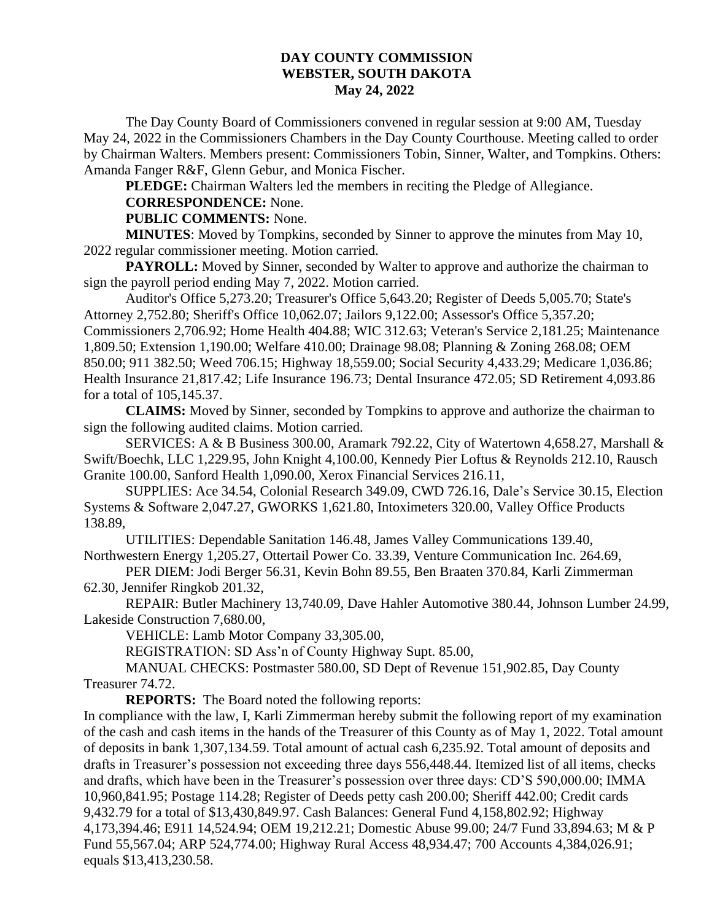**DAY COUNTY COMMISSION**
**WEBSTER, SOUTH DAKOTA**
**May 24, 2022**

The Day County Board of Commissioners convened in regular session at 9:00 AM, Tuesday May 24, 2022 in the Commissioners Chambers in the Day County Courthouse. Meeting called to order by Chairman Walters. Members present: Commissioners Tobin, Sinner, Walter, and Tompkins. Others: Amanda Fanger R&F, Glenn Gebur, and Monica Fischer.

**PLEDGE:** Chairman Walters led the members in reciting the Pledge of Allegiance.

**CORRESPONDENCE:** None.

**PUBLIC COMMENTS:** None.

**MINUTES**: Moved by Tompkins, seconded by Sinner to approve the minutes from May 10, 2022 regular commissioner meeting. Motion carried.

**PAYROLL:** Moved by Sinner, seconded by Walter to approve and authorize the chairman to sign the payroll period ending May 7, 2022. Motion carried.

Auditor's Office 5,273.20; Treasurer's Office 5,643.20; Register of Deeds 5,005.70; State's Attorney 2,752.80; Sheriff's Office 10,062.07; Jailors 9,122.00; Assessor's Office 5,357.20; Commissioners 2,706.92; Home Health 404.88; WIC 312.63; Veteran's Service 2,181.25; Maintenance 1,809.50; Extension 1,190.00; Welfare 410.00; Drainage 98.08; Planning & Zoning 268.08; OEM 850.00; 911 382.50; Weed 706.15; Highway 18,559.00; Social Security 4,433.29; Medicare 1,036.86; Health Insurance 21,817.42; Life Insurance 196.73; Dental Insurance 472.05; SD Retirement 4,093.86 for a total of 105,145.37.

**CLAIMS:** Moved by Sinner, seconded by Tompkins to approve and authorize the chairman to sign the following audited claims. Motion carried.

SERVICES: A & B Business 300.00, Aramark 792.22, City of Watertown 4,658.27, Marshall & Swift/Boechk, LLC 1,229.95, John Knight 4,100.00, Kennedy Pier Loftus & Reynolds 212.10, Rausch Granite 100.00, Sanford Health 1,090.00, Xerox Financial Services 216.11,

SUPPLIES: Ace 34.54, Colonial Research 349.09, CWD 726.16, Dale's Service 30.15, Election Systems & Software 2,047.27, GWORKS 1,621.80, Intoximeters 320.00, Valley Office Products 138.89,

UTILITIES: Dependable Sanitation 146.48, James Valley Communications 139.40, Northwestern Energy 1,205.27, Ottertail Power Co. 33.39, Venture Communication Inc. 264.69,

PER DIEM: Jodi Berger 56.31, Kevin Bohn 89.55, Ben Braaten 370.84, Karli Zimmerman 62.30, Jennifer Ringkob 201.32,

REPAIR: Butler Machinery 13,740.09, Dave Hahler Automotive 380.44, Johnson Lumber 24.99, Lakeside Construction 7,680.00,

VEHICLE: Lamb Motor Company 33,305.00,

REGISTRATION: SD Ass'n of County Highway Supt. 85.00,

MANUAL CHECKS: Postmaster 580.00, SD Dept of Revenue 151,902.85, Day County Treasurer 74.72.

**REPORTS:** The Board noted the following reports:

In compliance with the law, I, Karli Zimmerman hereby submit the following report of my examination of the cash and cash items in the hands of the Treasurer of this County as of May 1, 2022. Total amount of deposits in bank 1,307,134.59. Total amount of actual cash 6,235.92. Total amount of deposits and drafts in Treasurer's possession not exceeding three days 556,448.44. Itemized list of all items, checks and drafts, which have been in the Treasurer's possession over three days: CD'S 590,000.00; IMMA 10,960,841.95; Postage 114.28; Register of Deeds petty cash 200.00; Sheriff 442.00; Credit cards 9,432.79 for a total of $13,430,849.97. Cash Balances: General Fund 4,158,802.92; Highway 4,173,394.46; E911 14,524.94; OEM 19,212.21; Domestic Abuse 99.00; 24/7 Fund 33,894.63; M & P Fund 55,567.04; ARP 524,774.00; Highway Rural Access 48,934.47; 700 Accounts 4,384,026.91; equals $13,413,230.58.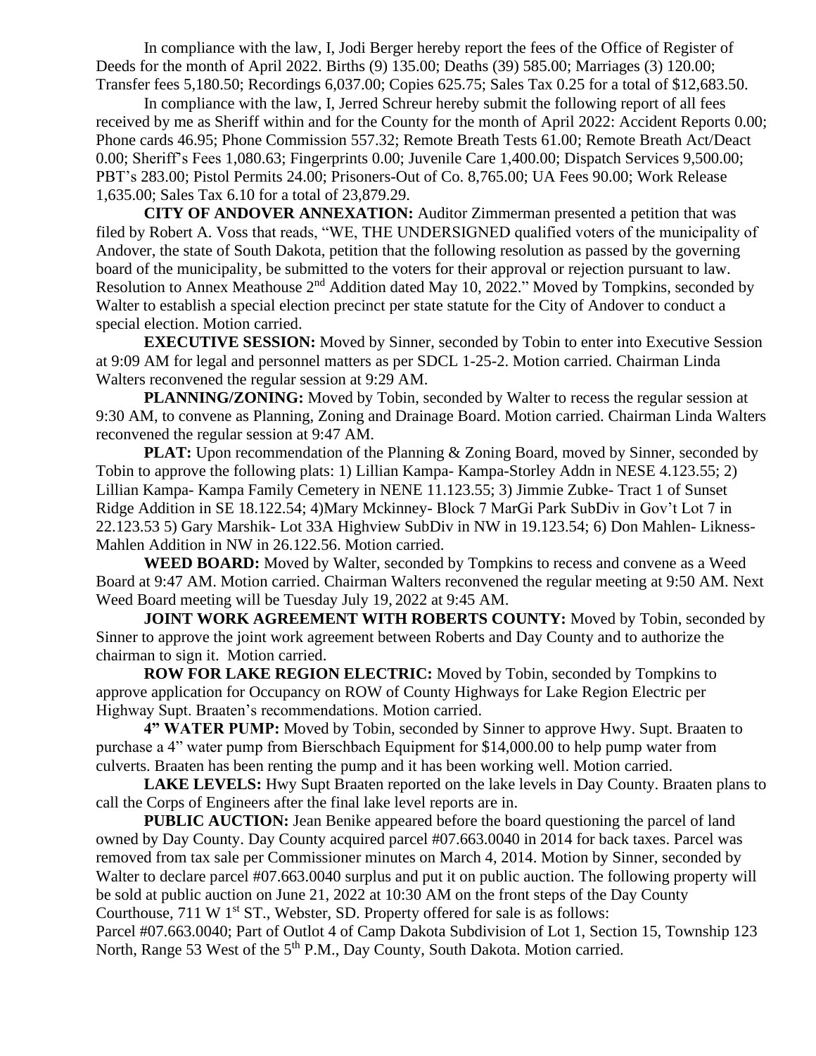In compliance with the law, I, Jodi Berger hereby report the fees of the Office of Register of Deeds for the month of April 2022. Births (9) 135.00; Deaths (39) 585.00; Marriages (3) 120.00; Transfer fees 5,180.50; Recordings 6,037.00; Copies 625.75; Sales Tax 0.25 for a total of $12,683.50.

In compliance with the law, I, Jerred Schreur hereby submit the following report of all fees received by me as Sheriff within and for the County for the month of April 2022: Accident Reports 0.00; Phone cards 46.95; Phone Commission 557.32; Remote Breath Tests 61.00; Remote Breath Act/Deact 0.00; Sheriff's Fees 1,080.63; Fingerprints 0.00; Juvenile Care 1,400.00; Dispatch Services 9,500.00; PBT's 283.00; Pistol Permits 24.00; Prisoners-Out of Co. 8,765.00; UA Fees 90.00; Work Release 1,635.00; Sales Tax 6.10 for a total of 23,879.29.

**CITY OF ANDOVER ANNEXATION:** Auditor Zimmerman presented a petition that was filed by Robert A. Voss that reads, "WE, THE UNDERSIGNED qualified voters of the municipality of Andover, the state of South Dakota, petition that the following resolution as passed by the governing board of the municipality, be submitted to the voters for their approval or rejection pursuant to law. Resolution to Annex Meathouse 2nd Addition dated May 10, 2022." Moved by Tompkins, seconded by Walter to establish a special election precinct per state statute for the City of Andover to conduct a special election. Motion carried.

**EXECUTIVE SESSION:** Moved by Sinner, seconded by Tobin to enter into Executive Session at 9:09 AM for legal and personnel matters as per SDCL 1-25-2. Motion carried. Chairman Linda Walters reconvened the regular session at 9:29 AM.

**PLANNING/ZONING:** Moved by Tobin, seconded by Walter to recess the regular session at 9:30 AM, to convene as Planning, Zoning and Drainage Board. Motion carried. Chairman Linda Walters reconvened the regular session at 9:47 AM.

**PLAT:** Upon recommendation of the Planning & Zoning Board, moved by Sinner, seconded by Tobin to approve the following plats: 1) Lillian Kampa- Kampa-Storley Addn in NESE 4.123.55; 2) Lillian Kampa- Kampa Family Cemetery in NENE 11.123.55; 3) Jimmie Zubke- Tract 1 of Sunset Ridge Addition in SE 18.122.54; 4)Mary Mckinney- Block 7 MarGi Park SubDiv in Gov't Lot 7 in 22.123.53 5) Gary Marshik- Lot 33A Highview SubDiv in NW in 19.123.54; 6) Don Mahlen- Likness-Mahlen Addition in NW in 26.122.56. Motion carried.

**WEED BOARD:** Moved by Walter, seconded by Tompkins to recess and convene as a Weed Board at 9:47 AM. Motion carried. Chairman Walters reconvened the regular meeting at 9:50 AM. Next Weed Board meeting will be Tuesday July 19, 2022 at 9:45 AM.

**JOINT WORK AGREEMENT WITH ROBERTS COUNTY:** Moved by Tobin, seconded by Sinner to approve the joint work agreement between Roberts and Day County and to authorize the chairman to sign it. Motion carried.

**ROW FOR LAKE REGION ELECTRIC:** Moved by Tobin, seconded by Tompkins to approve application for Occupancy on ROW of County Highways for Lake Region Electric per Highway Supt. Braaten's recommendations. Motion carried.

**4" WATER PUMP:** Moved by Tobin, seconded by Sinner to approve Hwy. Supt. Braaten to purchase a 4" water pump from Bierschbach Equipment for $14,000.00 to help pump water from culverts. Braaten has been renting the pump and it has been working well. Motion carried.

**LAKE LEVELS:** Hwy Supt Braaten reported on the lake levels in Day County. Braaten plans to call the Corps of Engineers after the final lake level reports are in.

**PUBLIC AUCTION:** Jean Benike appeared before the board questioning the parcel of land owned by Day County. Day County acquired parcel #07.663.0040 in 2014 for back taxes. Parcel was removed from tax sale per Commissioner minutes on March 4, 2014. Motion by Sinner, seconded by Walter to declare parcel #07.663.0040 surplus and put it on public auction. The following property will be sold at public auction on June 21, 2022 at 10:30 AM on the front steps of the Day County Courthouse, 711 W 1st ST., Webster, SD. Property offered for sale is as follows:
Parcel #07.663.0040; Part of Outlot 4 of Camp Dakota Subdivision of Lot 1, Section 15, Township 123 North, Range 53 West of the 5th P.M., Day County, South Dakota. Motion carried.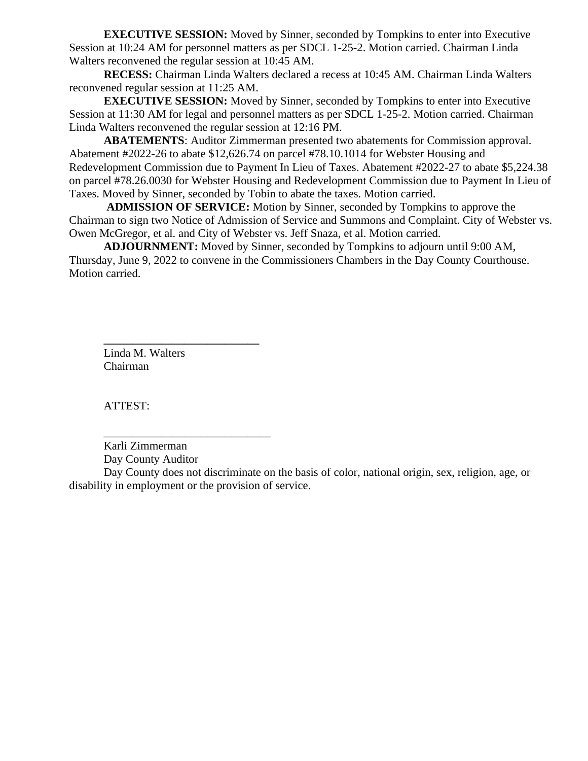**EXECUTIVE SESSION:** Moved by Sinner, seconded by Tompkins to enter into Executive Session at 10:24 AM for personnel matters as per SDCL 1-25-2. Motion carried. Chairman Linda Walters reconvened the regular session at 10:45 AM.

**RECESS:** Chairman Linda Walters declared a recess at 10:45 AM. Chairman Linda Walters reconvened regular session at 11:25 AM.

**EXECUTIVE SESSION:** Moved by Sinner, seconded by Tompkins to enter into Executive Session at 11:30 AM for legal and personnel matters as per SDCL 1-25-2. Motion carried. Chairman Linda Walters reconvened the regular session at 12:16 PM.

**ABATEMENTS**: Auditor Zimmerman presented two abatements for Commission approval. Abatement #2022-26 to abate $12,626.74 on parcel #78.10.1014 for Webster Housing and Redevelopment Commission due to Payment In Lieu of Taxes. Abatement #2022-27 to abate $5,224.38 on parcel #78.26.0030 for Webster Housing and Redevelopment Commission due to Payment In Lieu of Taxes. Moved by Sinner, seconded by Tobin to abate the taxes. Motion carried.

**ADMISSION OF SERVICE:** Motion by Sinner, seconded by Tompkins to approve the Chairman to sign two Notice of Admission of Service and Summons and Complaint. City of Webster vs. Owen McGregor, et al. and City of Webster vs. Jeff Snaza, et al. Motion carried.

**ADJOURNMENT:** Moved by Sinner, seconded by Tompkins to adjourn until 9:00 AM, Thursday, June 9, 2022 to convene in the Commissioners Chambers in the Day County Courthouse. Motion carried.

\_\_\_\_\_\_\_\_\_\_\_\_\_\_\_\_\_\_\_\_\_\_\_\_\_\_\_\_
Linda M. Walters
Chairman

ATTEST:

\_\_\_\_\_\_\_\_\_\_\_\_\_\_\_\_\_\_\_\_\_\_\_\_\_\_\_\_
Karli Zimmerman
Day County Auditor

Day County does not discriminate on the basis of color, national origin, sex, religion, age, or disability in employment or the provision of service.